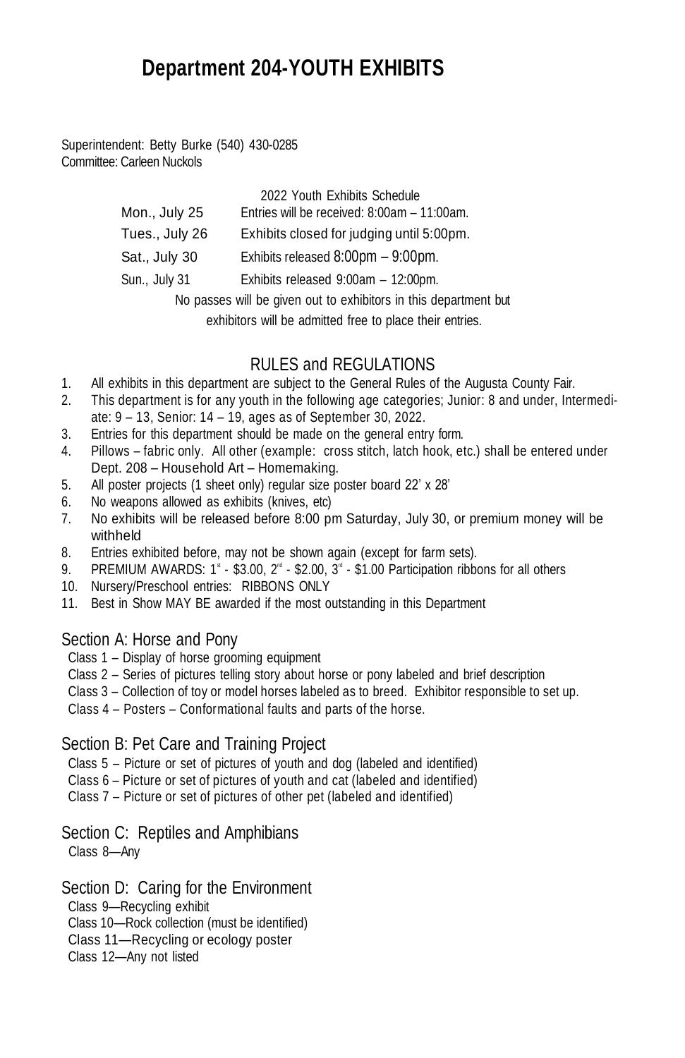# Department 204-YOUTH EXHIBITS

Superintendent: Betty Burke (540) 430-0285
Committee: Carleen Nuckols

2022 Youth Exhibits Schedule

| | |
|---|---|
| Mon., July 25 | Entries will be received: 8:00am – 11:00am. |
| Tues., July 26 | Exhibits closed for judging until 5:00pm. |
| Sat., July 30 | Exhibits released 8:00pm – 9:00pm. |
| Sun., July 31 | Exhibits released 9:00am – 12:00pm. |

No passes will be given out to exhibitors in this department but exhibitors will be admitted free to place their entries.

## RULES and REGULATIONS

1. All exhibits in this department are subject to the General Rules of the Augusta County Fair.
2. This department is for any youth in the following age categories; Junior: 8 and under, Intermediate: 9 – 13, Senior: 14 – 19, ages as of September 30, 2022.
3. Entries for this department should be made on the general entry form.
4. Pillows – fabric only. All other (example: cross stitch, latch hook, etc.) shall be entered under Dept. 208 – Household Art – Homemaking.
5. All poster projects (1 sheet only) regular size poster board 22' x 28'
6. No weapons allowed as exhibits (knives, etc)
7. No exhibits will be released before 8:00 pm Saturday, July 30, or premium money will be withheld
8. Entries exhibited before, may not be shown again (except for farm sets).
9. PREMIUM AWARDS: 1st - $3.00, 2nd - $2.00, 3rd - $1.00 Participation ribbons for all others
10. Nursery/Preschool entries: RIBBONS ONLY
11. Best in Show MAY BE awarded if the most outstanding in this Department

## Section A: Horse and Pony

Class 1 – Display of horse grooming equipment
Class 2 – Series of pictures telling story about horse or pony labeled and brief description
Class 3 – Collection of toy or model horses labeled as to breed. Exhibitor responsible to set up.
Class 4 – Posters – Conformational faults and parts of the horse.

## Section B: Pet Care and Training Project

Class 5 – Picture or set of pictures of youth and dog (labeled and identified)
Class 6 – Picture or set of pictures of youth and cat (labeled and identified)
Class 7 – Picture or set of pictures of other pet (labeled and identified)

## Section C: Reptiles and Amphibians

Class 8—Any

## Section D: Caring for the Environment

Class 9—Recycling exhibit
Class 10—Rock collection (must be identified)
Class 11—Recycling or ecology poster
Class 12—Any not listed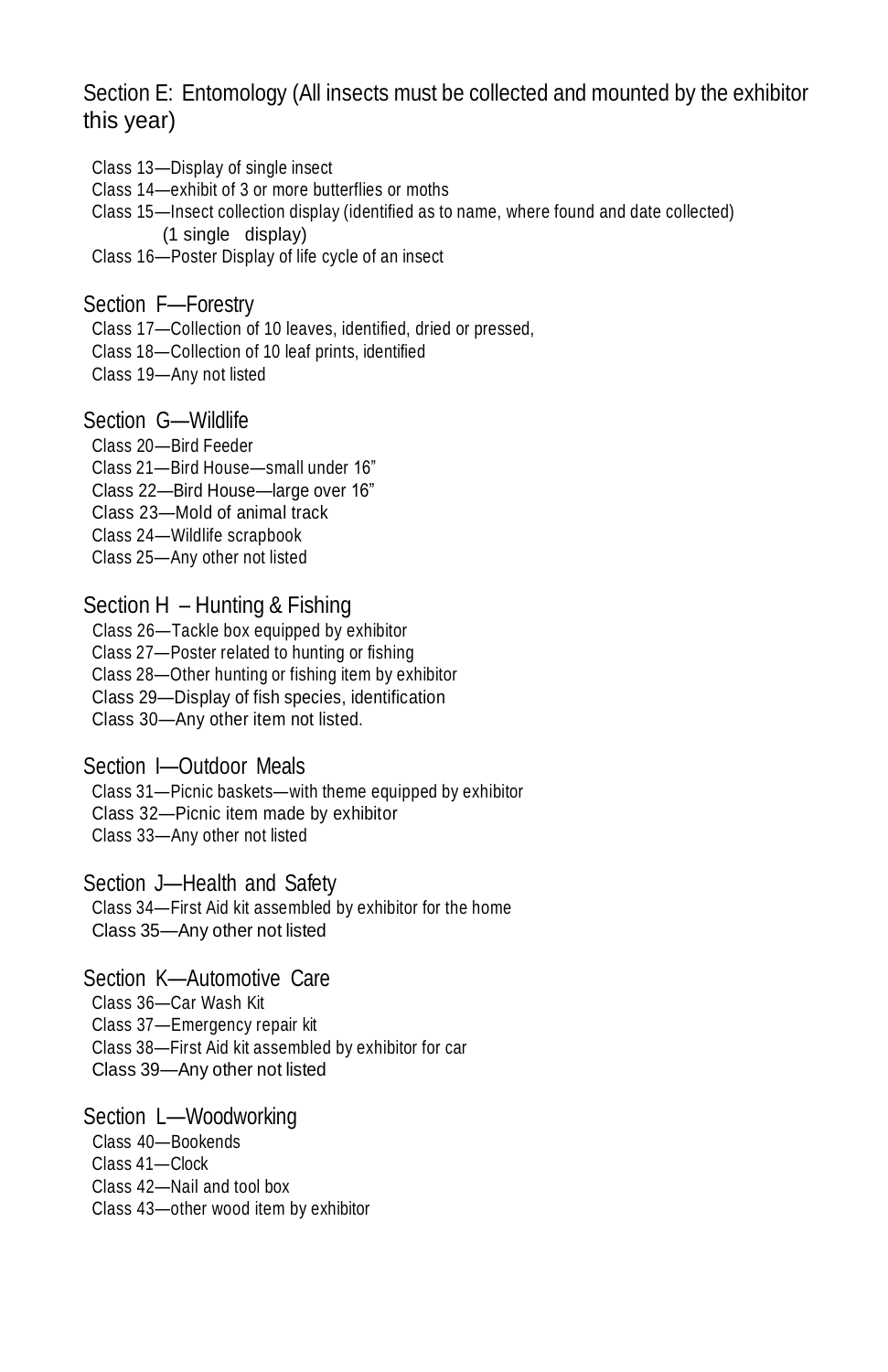## Section E: Entomology (All insects must be collected and mounted by the exhibitor this year)

- Class 13—Display of single insect
- Class 14—exhibit of 3 or more butterflies or moths
- Class 15—Insect collection display (identified as to name, where found and date collected) (1 single display)
- Class 16—Poster Display of life cycle of an insect

## Section F—Forestry

- Class 17—Collection of 10 leaves, identified, dried or pressed,
- Class 18—Collection of 10 leaf prints, identified
- Class 19—Any not listed

## Section G—Wildlife

- Class 20—Bird Feeder
- Class 21—Bird House—small under 16"
- Class 22—Bird House—large over 16"
- Class 23—Mold of animal track
- Class 24—Wildlife scrapbook
- Class 25—Any other not listed

## Section H – Hunting & Fishing

- Class 26—Tackle box equipped by exhibitor
- Class 27—Poster related to hunting or fishing
- Class 28—Other hunting or fishing item by exhibitor
- Class 29—Display of fish species, identification
- Class 30—Any other item not listed.

## Section I—Outdoor Meals

- Class 31—Picnic baskets—with theme equipped by exhibitor
- Class 32—Picnic item made by exhibitor
- Class 33—Any other not listed

## Section J—Health and Safety

- Class 34—First Aid kit assembled by exhibitor for the home
- Class 35—Any other not listed

## Section K—Automotive Care

- Class 36—Car Wash Kit
- Class 37—Emergency repair kit
- Class 38—First Aid kit assembled by exhibitor for car
- Class 39—Any other not listed

## Section L—Woodworking

- Class 40—Bookends
- Class 41—Clock
- Class 42—Nail and tool box
- Class 43—other wood item by exhibitor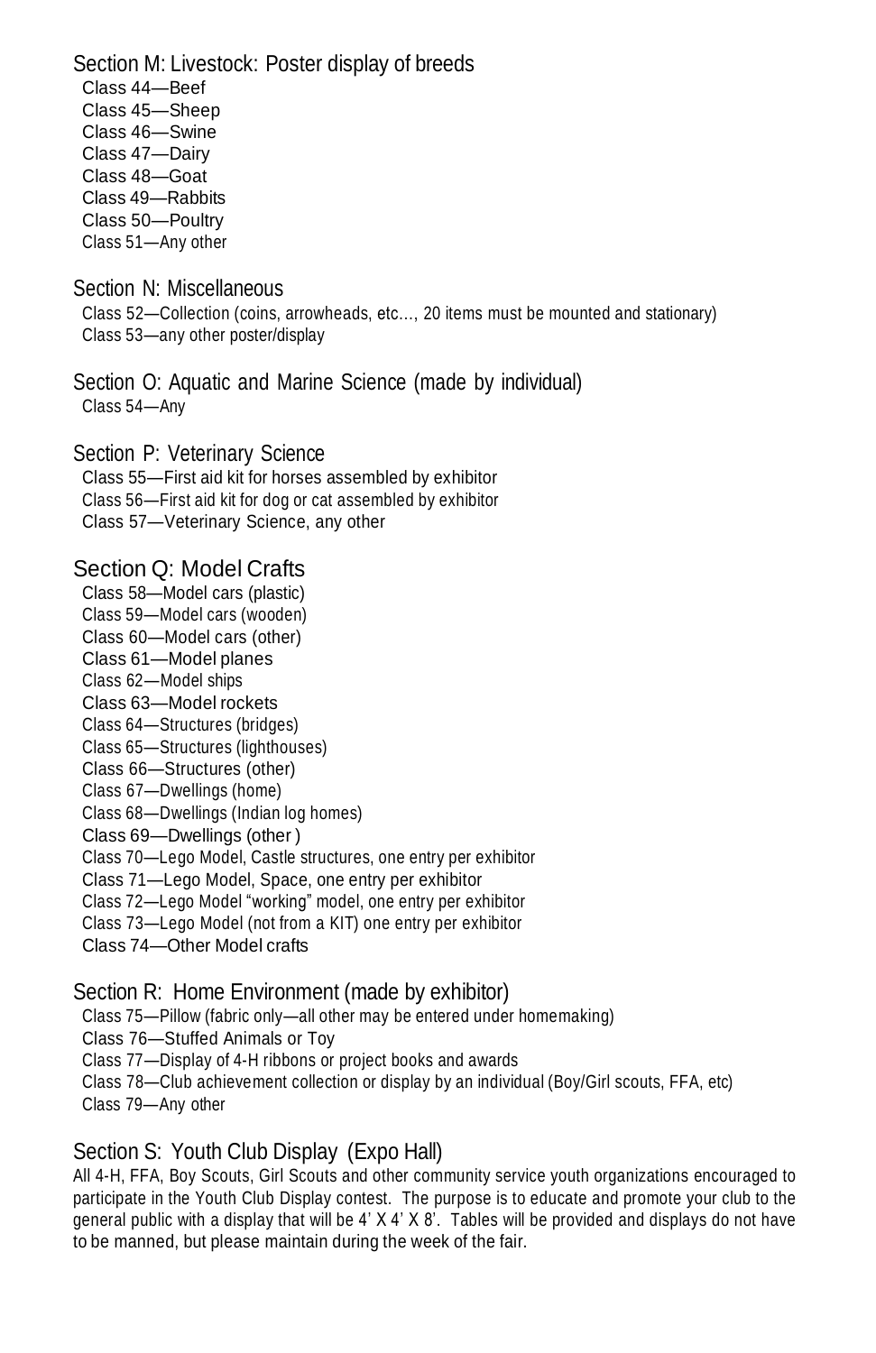## Section M: Livestock: Poster display of breeds

- Class 44—Beef
- Class 45—Sheep
- Class 46—Swine
- Class 47—Dairy
- Class 48—Goat
- Class 49—Rabbits
- Class 50—Poultry
- Class 51—Any other

## Section N: Miscellaneous

- Class 52—Collection (coins, arrowheads, etc…, 20 items must be mounted and stationary)
- Class 53—any other poster/display

## Section O: Aquatic and Marine Science (made by individual)

- Class 54—Any

## Section P: Veterinary Science

- Class 55—First aid kit for horses assembled by exhibitor
- Class 56—First aid kit for dog or cat assembled by exhibitor
- Class 57—Veterinary Science, any other

## Section Q: Model Crafts

- Class 58—Model cars (plastic)
- Class 59—Model cars (wooden)
- Class 60—Model cars (other)
- Class 61—Model planes
- Class 62—Model ships
- Class 63—Model rockets
- Class 64—Structures (bridges)
- Class 65—Structures (lighthouses)
- Class 66—Structures (other)
- Class 67—Dwellings (home)
- Class 68—Dwellings (Indian log homes)
- Class 69—Dwellings (other )
- Class 70—Lego Model, Castle structures, one entry per exhibitor
- Class 71—Lego Model, Space, one entry per exhibitor
- Class 72—Lego Model "working" model, one entry per exhibitor
- Class 73—Lego Model (not from a KIT) one entry per exhibitor
- Class 74—Other Model crafts

## Section R: Home Environment (made by exhibitor)

- Class 75—Pillow (fabric only—all other may be entered under homemaking)
- Class 76—Stuffed Animals or Toy
- Class 77—Display of 4-H ribbons or project books and awards
- Class 78—Club achievement collection or display by an individual (Boy/Girl scouts, FFA, etc)
- Class 79—Any other

## Section S: Youth Club Display (Expo Hall)

All 4-H, FFA, Boy Scouts, Girl Scouts and other community service youth organizations encouraged to participate in the Youth Club Display contest. The purpose is to educate and promote your club to the general public with a display that will be 4' X 4' X 8'. Tables will be provided and displays do not have to be manned, but please maintain during the week of the fair.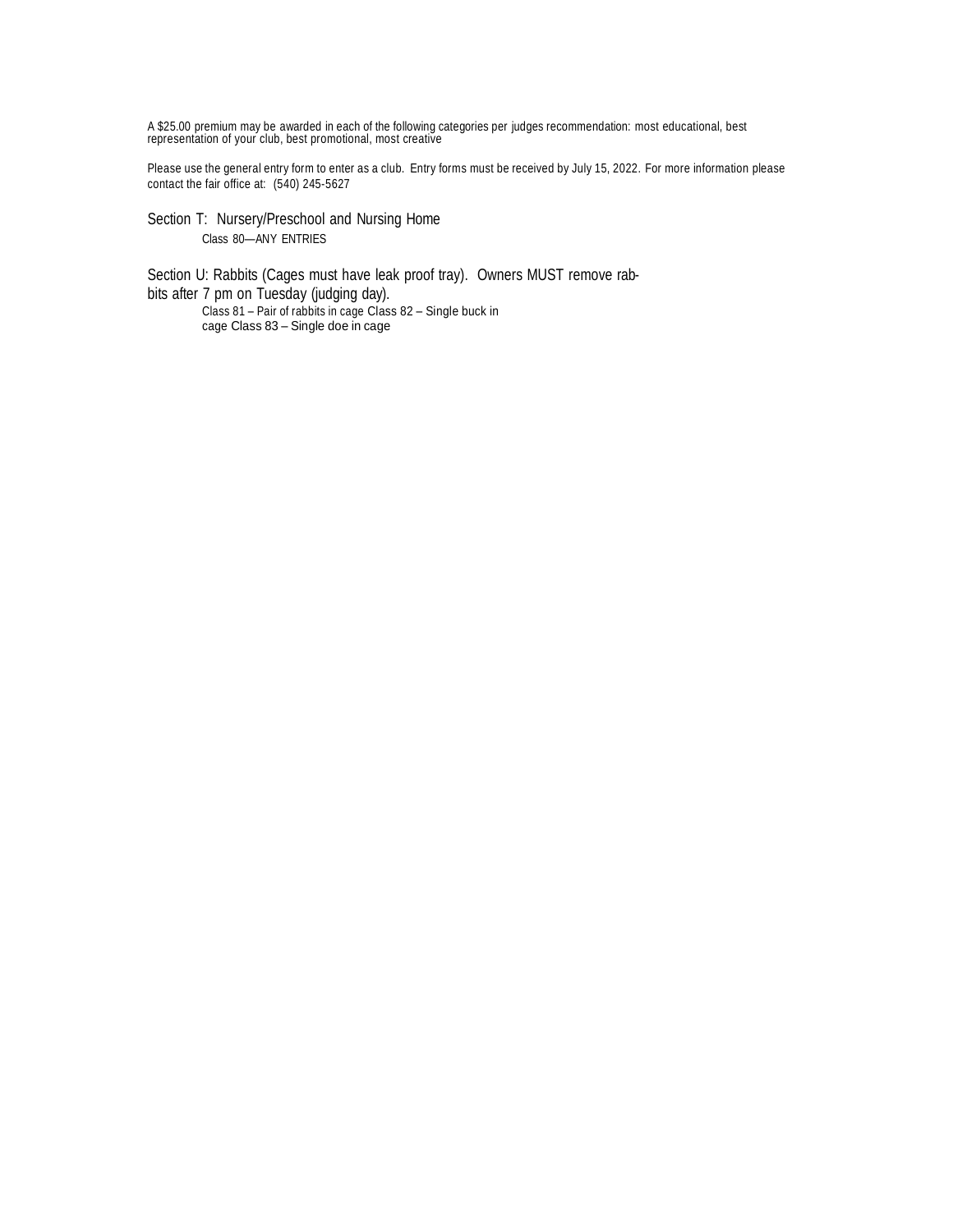A $25.00 premium may be awarded in each of the following categories per judges recommendation: most educational, best representation of your club, best promotional, most creative

Please use the general entry form to enter as a club. Entry forms must be received by July 15, 2022. For more information please contact the fair office at: (540) 245-5627

## Section T: Nursery/Preschool and Nursing Home

Class 80—ANY ENTRIES

## Section U: Rabbits (Cages must have leak proof tray). Owners MUST remove rabbits after 7 pm on Tuesday (judging day).

Class 81 – Pair of rabbits in cage
Class 82 – Single buck in cage
Class 83 – Single doe in cage